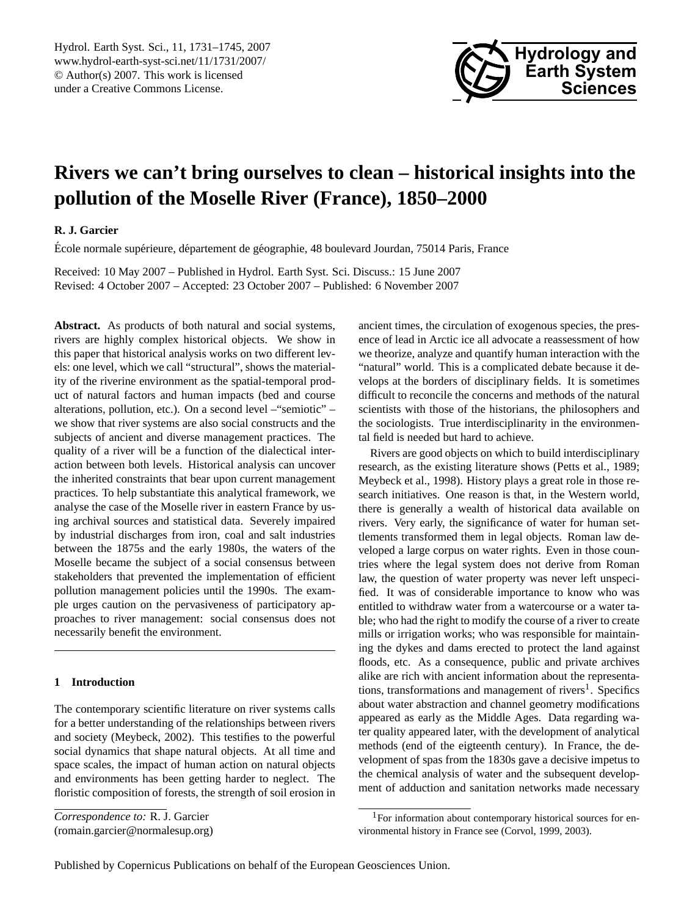# Rivers we can't bring ourselves to clean – historical insights into the pollution of the Moselle River (France), 1850–2000

**R. J. Garcier**

École normale supérieure, département de géographie, 48 boulevard Jourdan, 75014 Paris, France

Received: 10 May 2007 – Published in Hydrol. Earth Syst. Sci. Discuss.: 15 June 2007
Revised: 4 October 2007 – Accepted: 23 October 2007 – Published: 6 November 2007

**Abstract.** As products of both natural and social systems, rivers are highly complex historical objects. We show in this paper that historical analysis works on two different levels: one level, which we call "structural", shows the materiality of the riverine environment as the spatial-temporal product of natural factors and human impacts (bed and course alterations, pollution, etc.). On a second level –"semiotic" – we show that river systems are also social constructs and the subjects of ancient and diverse management practices. The quality of a river will be a function of the dialectical interaction between both levels. Historical analysis can uncover the inherited constraints that bear upon current management practices. To help substantiate this analytical framework, we analyse the case of the Moselle river in eastern France by using archival sources and statistical data. Severely impaired by industrial discharges from iron, coal and salt industries between the 1875s and the early 1980s, the waters of the Moselle became the subject of a social consensus between stakeholders that prevented the implementation of efficient pollution management policies until the 1990s. The example urges caution on the pervasiveness of participatory approaches to river management: social consensus does not necessarily benefit the environment.

## 1 Introduction

The contemporary scientific literature on river systems calls for a better understanding of the relationships between rivers and society (Meybeck, 2002). This testifies to the powerful social dynamics that shape natural objects. At all time and space scales, the impact of human action on natural objects and environments has been getting harder to neglect. The floristic composition of forests, the strength of soil erosion in ancient times, the circulation of exogenous species, the presence of lead in Arctic ice all advocate a reassessment of how we theorize, analyze and quantify human interaction with the "natural" world. This is a complicated debate because it develops at the borders of disciplinary fields. It is sometimes difficult to reconcile the concerns and methods of the natural scientists with those of the historians, the philosophers and the sociologists. True interdisciplinarity in the environmental field is needed but hard to achieve.

Rivers are good objects on which to build interdisciplinary research, as the existing literature shows (Petts et al., 1989; Meybeck et al., 1998). History plays a great role in those research initiatives. One reason is that, in the Western world, there is generally a wealth of historical data available on rivers. Very early, the significance of water for human settlements transformed them in legal objects. Roman law developed a large corpus on water rights. Even in those countries where the legal system does not derive from Roman law, the question of water property was never left unspecified. It was of considerable importance to know who was entitled to withdraw water from a watercourse or a water table; who had the right to modify the course of a river to create mills or irrigation works; who was responsible for maintaining the dykes and dams erected to protect the land against floods, etc. As a consequence, public and private archives alike are rich with ancient information about the representations, transformations and management of rivers[1]. Specifics about water abstraction and channel geometry modifications appeared as early as the Middle Ages. Data regarding water quality appeared later, with the development of analytical methods (end of the eigteenth century). In France, the development of spas from the 1830s gave a decisive impetus to the chemical analysis of water and the subsequent development of adduction and sanitation networks made necessary

*Correspondence to:* R. J. Garcier
(romain.garcier@normalesup.org)

[1]For information about contemporary historical sources for environmental history in France see (Corvol, 1999, 2003).

Published by Copernicus Publications on behalf of the European Geosciences Union.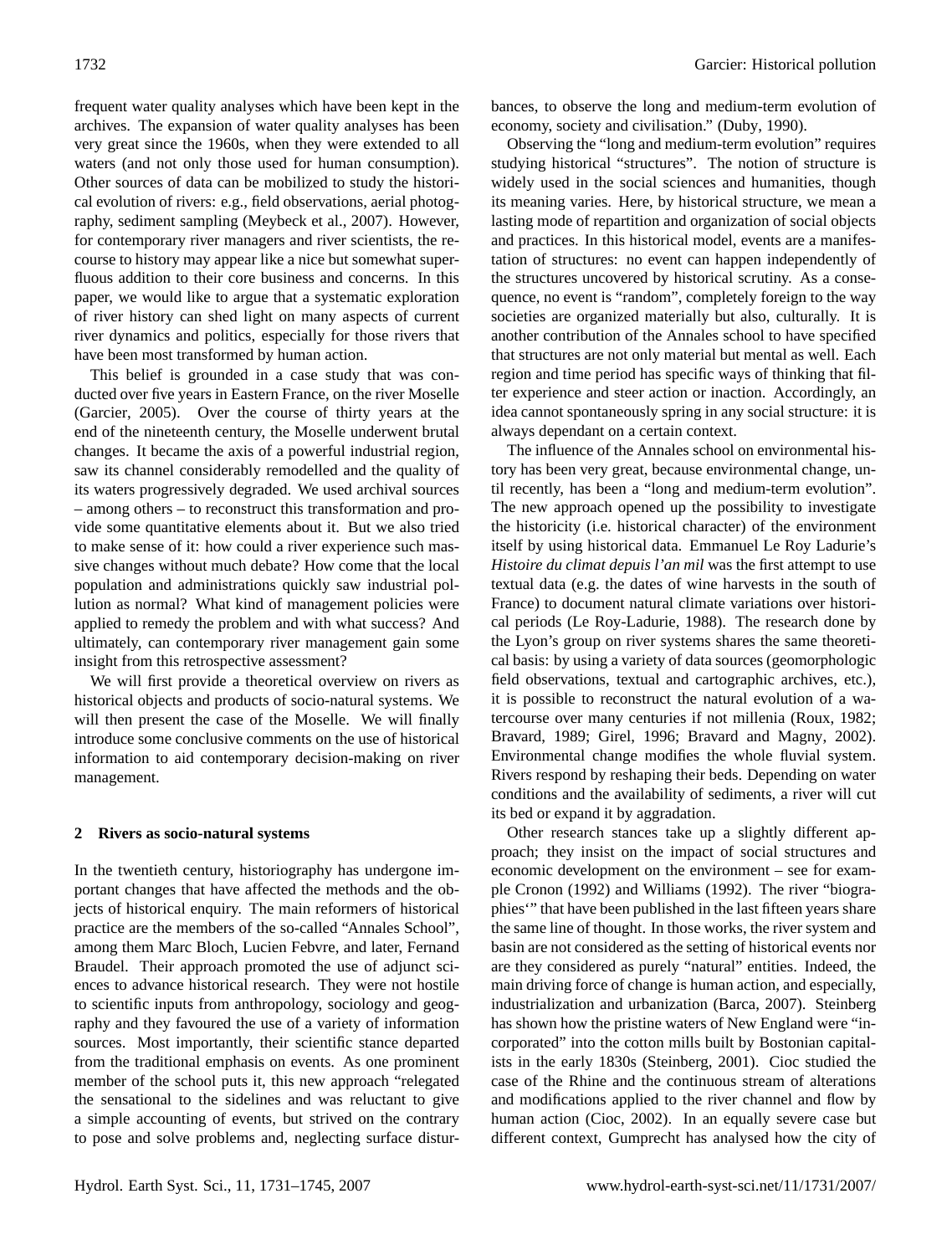frequent water quality analyses which have been kept in the archives. The expansion of water quality analyses has been very great since the 1960s, when they were extended to all waters (and not only those used for human consumption). Other sources of data can be mobilized to study the historical evolution of rivers: e.g., field observations, aerial photography, sediment sampling (Meybeck et al., 2007). However, for contemporary river managers and river scientists, the recourse to history may appear like a nice but somewhat superfluous addition to their core business and concerns. In this paper, we would like to argue that a systematic exploration of river history can shed light on many aspects of current river dynamics and politics, especially for those rivers that have been most transformed by human action.

This belief is grounded in a case study that was conducted over five years in Eastern France, on the river Moselle (Garcier, 2005). Over the course of thirty years at the end of the nineteenth century, the Moselle underwent brutal changes. It became the axis of a powerful industrial region, saw its channel considerably remodelled and the quality of its waters progressively degraded. We used archival sources – among others – to reconstruct this transformation and provide some quantitative elements about it. But we also tried to make sense of it: how could a river experience such massive changes without much debate? How come that the local population and administrations quickly saw industrial pollution as normal? What kind of management policies were applied to remedy the problem and with what success? And ultimately, can contemporary river management gain some insight from this retrospective assessment?

We will first provide a theoretical overview on rivers as historical objects and products of socio-natural systems. We will then present the case of the Moselle. We will finally introduce some conclusive comments on the use of historical information to aid contemporary decision-making on river management.

## 2 Rivers as socio-natural systems

In the twentieth century, historiography has undergone important changes that have affected the methods and the objects of historical enquiry. The main reformers of historical practice are the members of the so-called "Annales School", among them Marc Bloch, Lucien Febvre, and later, Fernand Braudel. Their approach promoted the use of adjunct sciences to advance historical research. They were not hostile to scientific inputs from anthropology, sociology and geography and they favoured the use of a variety of information sources. Most importantly, their scientific stance departed from the traditional emphasis on events. As one prominent member of the school puts it, this new approach "relegated the sensational to the sidelines and was reluctant to give a simple accounting of events, but strived on the contrary to pose and solve problems and, neglecting surface disturbances, to observe the long and medium-term evolution of economy, society and civilisation." (Duby, 1990).

Observing the "long and medium-term evolution" requires studying historical "structures". The notion of structure is widely used in the social sciences and humanities, though its meaning varies. Here, by historical structure, we mean a lasting mode of repartition and organization of social objects and practices. In this historical model, events are a manifestation of structures: no event can happen independently of the structures uncovered by historical scrutiny. As a consequence, no event is "random", completely foreign to the way societies are organized materially but also, culturally. It is another contribution of the Annales school to have specified that structures are not only material but mental as well. Each region and time period has specific ways of thinking that filter experience and steer action or inaction. Accordingly, an idea cannot spontaneously spring in any social structure: it is always dependant on a certain context.

The influence of the Annales school on environmental history has been very great, because environmental change, until recently, has been a "long and medium-term evolution". The new approach opened up the possibility to investigate the historicity (i.e. historical character) of the environment itself by using historical data. Emmanuel Le Roy Ladurie's *Histoire du climat depuis l'an mil* was the first attempt to use textual data (e.g. the dates of wine harvests in the south of France) to document natural climate variations over historical periods (Le Roy-Ladurie, 1988). The research done by the Lyon's group on river systems shares the same theoretical basis: by using a variety of data sources (geomorphologic field observations, textual and cartographic archives, etc.), it is possible to reconstruct the natural evolution of a watercourse over many centuries if not millenia (Roux, 1982; Bravard, 1989; Girel, 1996; Bravard and Magny, 2002). Environmental change modifies the whole fluvial system. Rivers respond by reshaping their beds. Depending on water conditions and the availability of sediments, a river will cut its bed or expand it by aggradation.

Other research stances take up a slightly different approach; they insist on the impact of social structures and economic development on the environment – see for example Cronon (1992) and Williams (1992). The river "biographies'" that have been published in the last fifteen years share the same line of thought. In those works, the river system and basin are not considered as the setting of historical events nor are they considered as purely "natural" entities. Indeed, the main driving force of change is human action, and especially, industrialization and urbanization (Barca, 2007). Steinberg has shown how the pristine waters of New England were "incorporated" into the cotton mills built by Bostonian capitalists in the early 1830s (Steinberg, 2001). Cioc studied the case of the Rhine and the continuous stream of alterations and modifications applied to the river channel and flow by human action (Cioc, 2002). In an equally severe case but different context, Gumprecht has analysed how the city of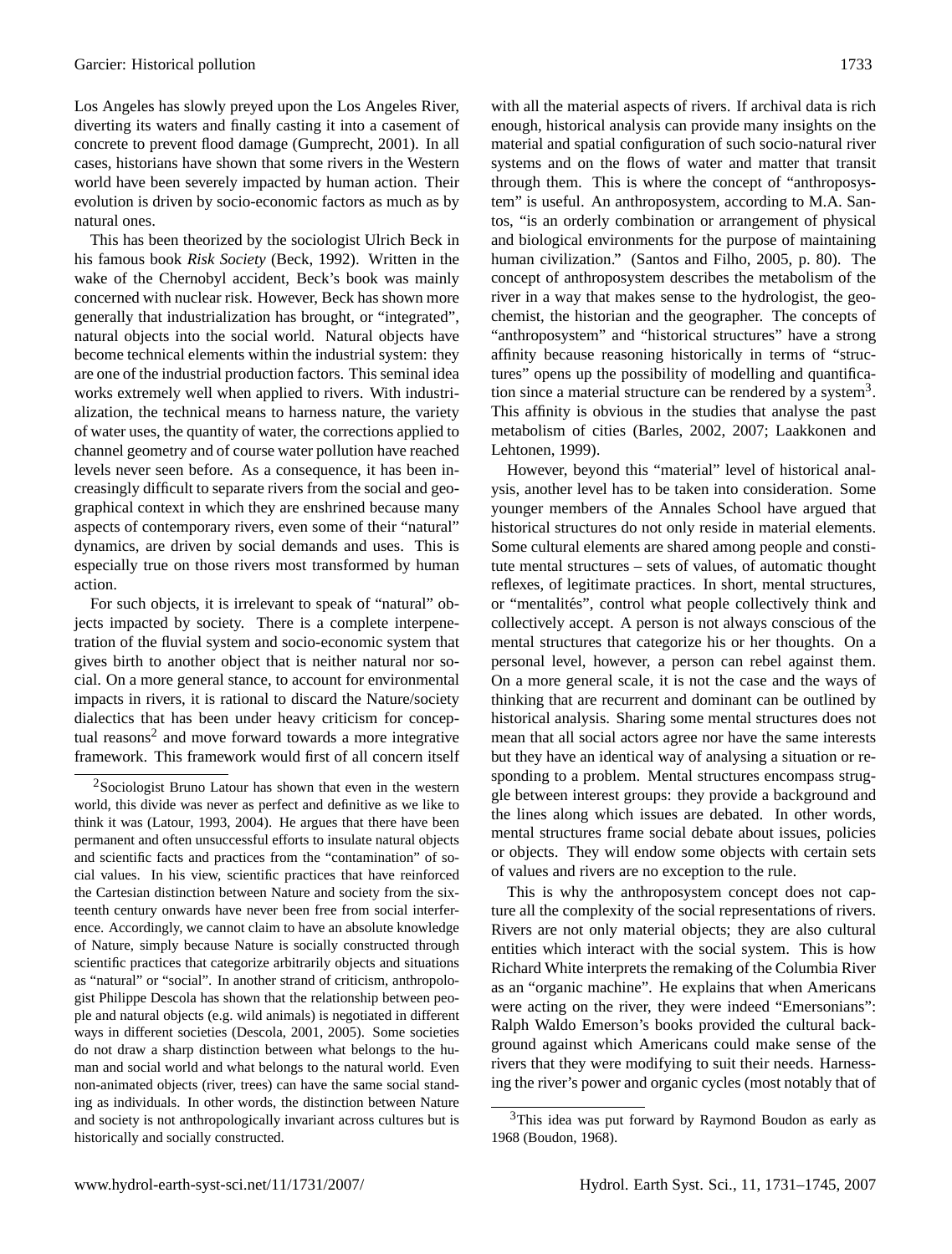Los Angeles has slowly preyed upon the Los Angeles River, diverting its waters and finally casting it into a casement of concrete to prevent flood damage (Gumprecht, 2001). In all cases, historians have shown that some rivers in the Western world have been severely impacted by human action. Their evolution is driven by socio-economic factors as much as by natural ones.

This has been theorized by the sociologist Ulrich Beck in his famous book *Risk Society* (Beck, 1992). Written in the wake of the Chernobyl accident, Beck's book was mainly concerned with nuclear risk. However, Beck has shown more generally that industrialization has brought, or "integrated", natural objects into the social world. Natural objects have become technical elements within the industrial system: they are one of the industrial production factors. This seminal idea works extremely well when applied to rivers. With industrialization, the technical means to harness nature, the variety of water uses, the quantity of water, the corrections applied to channel geometry and of course water pollution have reached levels never seen before. As a consequence, it has been increasingly difficult to separate rivers from the social and geographical context in which they are enshrined because many aspects of contemporary rivers, even some of their "natural" dynamics, are driven by social demands and uses. This is especially true on those rivers most transformed by human action.

For such objects, it is irrelevant to speak of "natural" objects impacted by society. There is a complete interpenetration of the fluvial system and socio-economic system that gives birth to another object that is neither natural nor social. On a more general stance, to account for environmental impacts in rivers, it is rational to discard the Nature/society dialectics that has been under heavy criticism for conceptual reasons[2] and move forward towards a more integrative framework. This framework would first of all concern itself with all the material aspects of rivers. If archival data is rich enough, historical analysis can provide many insights on the material and spatial configuration of such socio-natural river systems and on the flows of water and matter that transit through them. This is where the concept of "anthroposystem" is useful. An anthroposystem, according to M.A. Santos, "is an orderly combination or arrangement of physical and biological environments for the purpose of maintaining human civilization." (Santos and Filho, 2005, p. 80). The concept of anthroposystem describes the metabolism of the river in a way that makes sense to the hydrologist, the geochemist, the historian and the geographer. The concepts of "anthroposystem" and "historical structures" have a strong affinity because reasoning historically in terms of "structures" opens up the possibility of modelling and quantification since a material structure can be rendered by a system[3]. This affinity is obvious in the studies that analyse the past metabolism of cities (Barles, 2002, 2007; Laakkonen and Lehtonen, 1999).

However, beyond this "material" level of historical analysis, another level has to be taken into consideration. Some younger members of the Annales School have argued that historical structures do not only reside in material elements. Some cultural elements are shared among people and constitute mental structures – sets of values, of automatic thought reflexes, of legitimate practices. In short, mental structures, or "mentalités", control what people collectively think and collectively accept. A person is not always conscious of the mental structures that categorize his or her thoughts. On a personal level, however, a person can rebel against them. On a more general scale, it is not the case and the ways of thinking that are recurrent and dominant can be outlined by historical analysis. Sharing some mental structures does not mean that all social actors agree nor have the same interests but they have an identical way of analysing a situation or responding to a problem. Mental structures encompass struggle between interest groups: they provide a background and the lines along which issues are debated. In other words, mental structures frame social debate about issues, policies or objects. They will endow some objects with certain sets of values and rivers are no exception to the rule.

This is why the anthroposystem concept does not capture all the complexity of the social representations of rivers. Rivers are not only material objects; they are also cultural entities which interact with the social system. This is how Richard White interprets the remaking of the Columbia River as an "organic machine". He explains that when Americans were acting on the river, they were indeed "Emersonians": Ralph Waldo Emerson's books provided the cultural background against which Americans could make sense of the rivers that they were modifying to suit their needs. Harnessing the river's power and organic cycles (most notably that of

[2] Sociologist Bruno Latour has shown that even in the western world, this divide was never as perfect and definitive as we like to think it was (Latour, 1993, 2004). He argues that there have been permanent and often unsuccessful efforts to insulate natural objects and scientific facts and practices from the "contamination" of social values. In his view, scientific practices that have reinforced the Cartesian distinction between Nature and society from the sixteenth century onwards have never been free from social interference. Accordingly, we cannot claim to have an absolute knowledge of Nature, simply because Nature is socially constructed through scientific practices that categorize arbitrarily objects and situations as "natural" or "social". In another strand of criticism, anthropologist Philippe Descola has shown that the relationship between people and natural objects (e.g. wild animals) is negotiated in different ways in different societies (Descola, 2001, 2005). Some societies do not draw a sharp distinction between what belongs to the human and social world and what belongs to the natural world. Even non-animated objects (river, trees) can have the same social standing as individuals. In other words, the distinction between Nature and society is not anthropologically invariant across cultures but is historically and socially constructed.

[3] This idea was put forward by Raymond Boudon as early as 1968 (Boudon, 1968).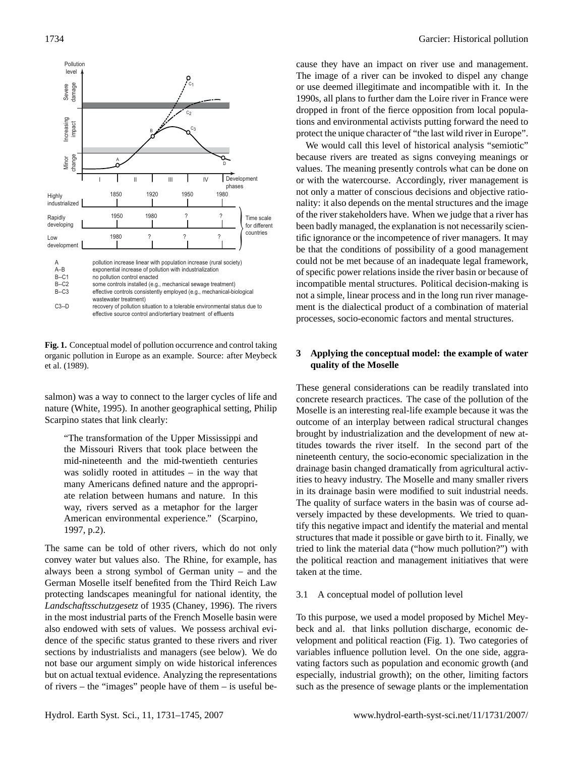Fig. 1. Conceptual model of pollution occurrence and control taking organic pollution in Europe as an example. Source: after Meybeck et al. (1989).

salmon) was a way to connect to the larger cycles of life and nature (White, 1995). In another geographical setting, Philip Scarpino states that link clearly:

> "The transformation of the Upper Mississippi and the Missouri Rivers that took place between the mid-nineteenth and the mid-twentieth centuries was solidly rooted in attitudes – in the way that many Americans defined nature and the appropriate relation between humans and nature. In this way, rivers served as a metaphor for the larger American environmental experience." (Scarpino, 1997, p.2).

The same can be told of other rivers, which do not only convey water but values also. The Rhine, for example, has always been a strong symbol of German unity – and the German Moselle itself benefited from the Third Reich Law protecting landscapes meaningful for national identity, the *Landschaftsschutzgesetz* of 1935 (Chaney, 1996). The rivers in the most industrial parts of the French Moselle basin were also endowed with sets of values. We possess archival evidence of the specific status granted to these rivers and river sections by industrialists and managers (see below). We do not base our argument simply on wide historical inferences but on actual textual evidence. Analyzing the representations of rivers – the "images" people have of them – is useful because they have an impact on river use and management. The image of a river can be invoked to dispel any change or use deemed illegitimate and incompatible with it. In the 1990s, all plans to further dam the Loire river in France were dropped in front of the fierce opposition from local populations and environmental activists putting forward the need to protect the unique character of "the last wild river in Europe".

We would call this level of historical analysis "semiotic" because rivers are treated as signs conveying meanings or values. The meaning presently controls what can be done on or with the watercourse. Accordingly, river management is not only a matter of conscious decisions and objective rationality: it also depends on the mental structures and the image of the river stakeholders have. When we judge that a river has been badly managed, the explanation is not necessarily scientific ignorance or the incompetence of river managers. It may be that the conditions of possibility of a good management could not be met because of an inadequate legal framework, of specific power relations inside the river basin or because of incompatible mental structures. Political decision-making is not a simple, linear process and in the long run river management is the dialectical product of a combination of material processes, socio-economic factors and mental structures.

## 3 Applying the conceptual model: the example of water quality of the Moselle

These general considerations can be readily translated into concrete research practices. The case of the pollution of the Moselle is an interesting real-life example because it was the outcome of an interplay between radical structural changes brought by industrialization and the development of new attitudes towards the river itself. In the second part of the nineteenth century, the socio-economic specialization in the drainage basin changed dramatically from agricultural activities to heavy industry. The Moselle and many smaller rivers in its drainage basin were modified to suit industrial needs. The quality of surface waters in the basin was of course adversely impacted by these developments. We tried to quantify this negative impact and identify the material and mental structures that made it possible or gave birth to it. Finally, we tried to link the material data ("how much pollution?") with the political reaction and management initiatives that were taken at the time.

### 3.1 A conceptual model of pollution level

To this purpose, we used a model proposed by Michel Meybeck and al. that links pollution discharge, economic development and political reaction (Fig. 1). Two categories of variables influence pollution level. On the one side, aggravating factors such as population and economic growth (and especially, industrial growth); on the other, limiting factors such as the presence of sewage plants or the implementation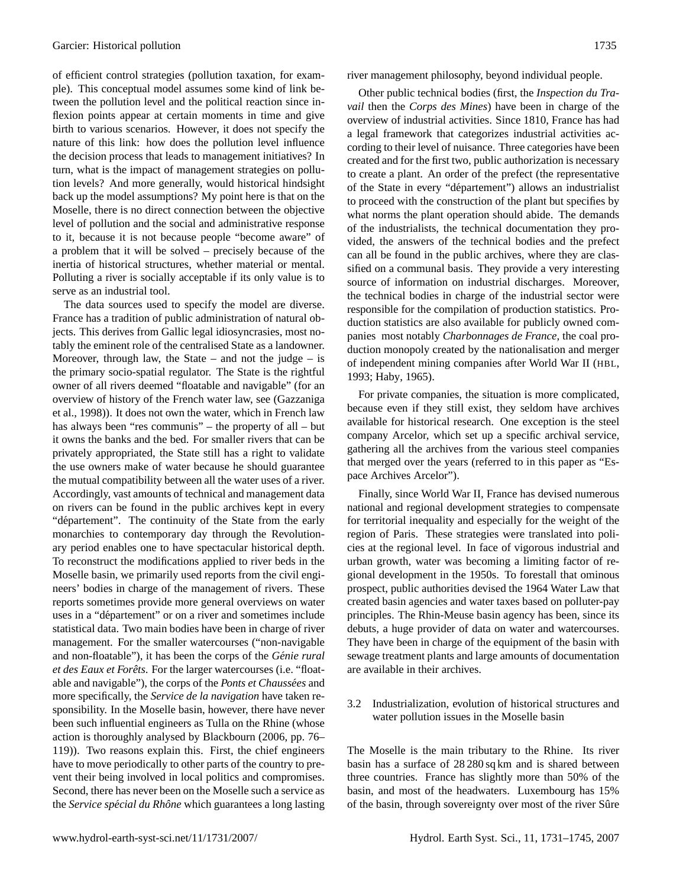of efficient control strategies (pollution taxation, for example). This conceptual model assumes some kind of link between the pollution level and the political reaction since inflexion points appear at certain moments in time and give birth to various scenarios. However, it does not specify the nature of this link: how does the pollution level influence the decision process that leads to management initiatives? In turn, what is the impact of management strategies on pollution levels? And more generally, would historical hindsight back up the model assumptions? My point here is that on the Moselle, there is no direct connection between the objective level of pollution and the social and administrative response to it, because it is not because people "become aware" of a problem that it will be solved – precisely because of the inertia of historical structures, whether material or mental. Polluting a river is socially acceptable if its only value is to serve as an industrial tool.

The data sources used to specify the model are diverse. France has a tradition of public administration of natural objects. This derives from Gallic legal idiosyncrasies, most notably the eminent role of the centralised State as a landowner. Moreover, through law, the State – and not the judge – is the primary socio-spatial regulator. The State is the rightful owner of all rivers deemed "floatable and navigable" (for an overview of history of the French water law, see (Gazzaniga et al., 1998)). It does not own the water, which in French law has always been "res communis" – the property of all – but it owns the banks and the bed. For smaller rivers that can be privately appropriated, the State still has a right to validate the use owners make of water because he should guarantee the mutual compatibility between all the water uses of a river. Accordingly, vast amounts of technical and management data on rivers can be found in the public archives kept in every "département". The continuity of the State from the early monarchies to contemporary day through the Revolutionary period enables one to have spectacular historical depth. To reconstruct the modifications applied to river beds in the Moselle basin, we primarily used reports from the civil engineers' bodies in charge of the management of rivers. These reports sometimes provide more general overviews on water uses in a "département" or on a river and sometimes include statistical data. Two main bodies have been in charge of river management. For the smaller watercourses ("non-navigable and non-floatable"), it has been the corps of the *Génie rural et des Eaux et Forêts*. For the larger watercourses (i.e. "floatable and navigable"), the corps of the *Ponts et Chaussées* and more specifically, the *Service de la navigation* have taken responsibility. In the Moselle basin, however, there have never been such influential engineers as Tulla on the Rhine (whose action is thoroughly analysed by Blackbourn (2006, pp. 76–119)). Two reasons explain this. First, the chief engineers have to move periodically to other parts of the country to prevent their being involved in local politics and compromises. Second, there has never been on the Moselle such a service as the *Service spécial du Rhône* which guarantees a long lasting river management philosophy, beyond individual people.

Other public technical bodies (first, the *Inspection du Travail* then the *Corps des Mines*) have been in charge of the overview of industrial activities. Since 1810, France has had a legal framework that categorizes industrial activities according to their level of nuisance. Three categories have been created and for the first two, public authorization is necessary to create a plant. An order of the prefect (the representative of the State in every "département") allows an industrialist to proceed with the construction of the plant but specifies by what norms the plant operation should abide. The demands of the industrialists, the technical documentation they provided, the answers of the technical bodies and the prefect can all be found in the public archives, where they are classified on a communal basis. They provide a very interesting source of information on industrial discharges. Moreover, the technical bodies in charge of the industrial sector were responsible for the compilation of production statistics. Production statistics are also available for publicly owned companies most notably *Charbonnages de France*, the coal production monopoly created by the nationalisation and merger of independent mining companies after World War II (HBL, 1993; Haby, 1965).

For private companies, the situation is more complicated, because even if they still exist, they seldom have archives available for historical research. One exception is the steel company Arcelor, which set up a specific archival service, gathering all the archives from the various steel companies that merged over the years (referred to in this paper as "Espace Archives Arcelor").

Finally, since World War II, France has devised numerous national and regional development strategies to compensate for territorial inequality and especially for the weight of the region of Paris. These strategies were translated into policies at the regional level. In face of vigorous industrial and urban growth, water was becoming a limiting factor of regional development in the 1950s. To forestall that ominous prospect, public authorities devised the 1964 Water Law that created basin agencies and water taxes based on polluter-pay principles. The Rhin-Meuse basin agency has been, since its debuts, a huge provider of data on water and watercourses. They have been in charge of the equipment of the basin with sewage treatment plants and large amounts of documentation are available in their archives.

### 3.2 Industrialization, evolution of historical structures and water pollution issues in the Moselle basin

The Moselle is the main tributary to the Rhine. Its river basin has a surface of 28 280 sq km and is shared between three countries. France has slightly more than 50% of the basin, and most of the headwaters. Luxembourg has 15% of the basin, through sovereignty over most of the river Sûre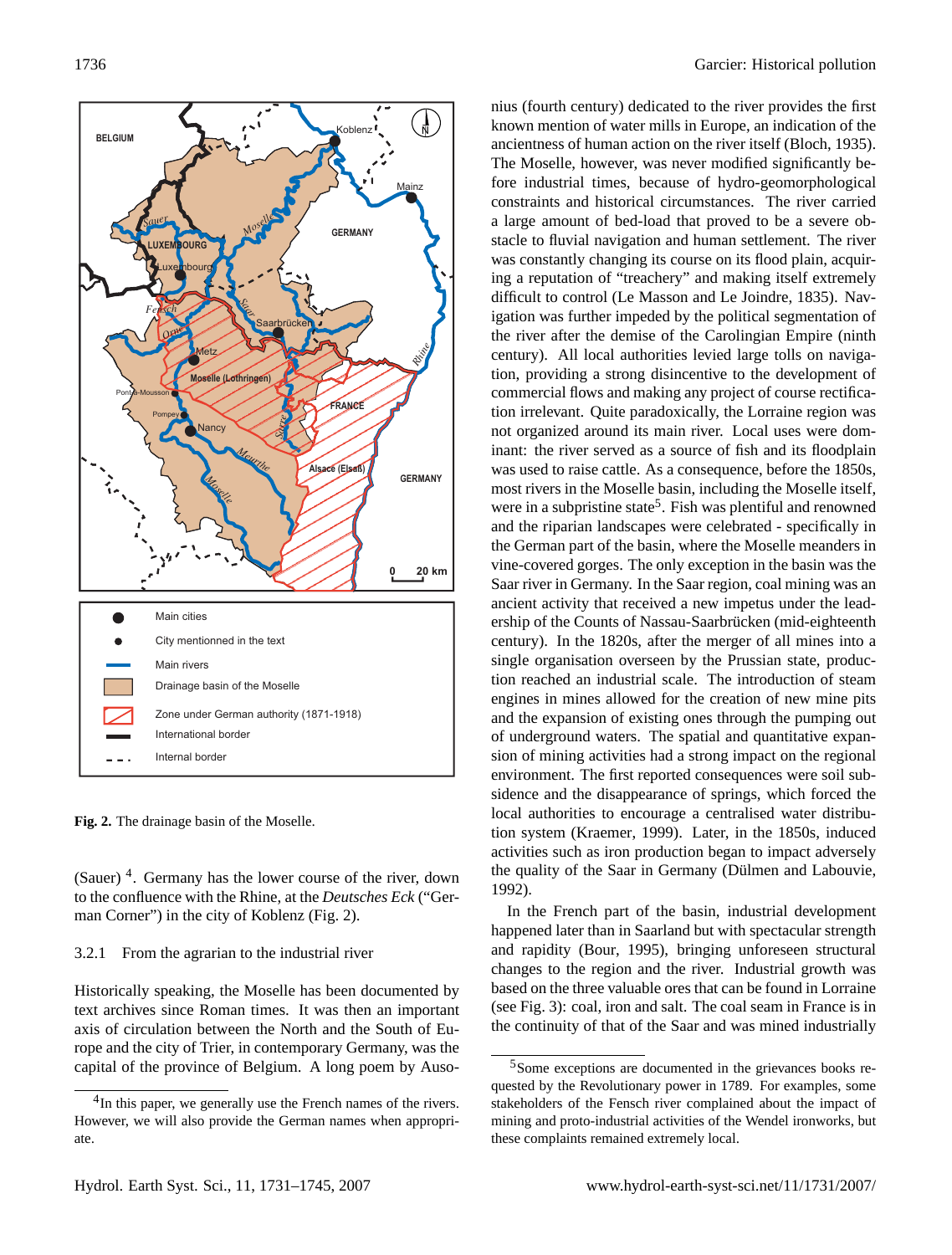Fig. 2. The drainage basin of the Moselle.

(Sauer) [4]. Germany has the lower course of the river, down to the confluence with the Rhine, at the *Deutsches Eck* ("German Corner") in the city of Koblenz (Fig. 2).

### 3.2.1 From the agrarian to the industrial river

Historically speaking, the Moselle has been documented by text archives since Roman times. It was then an important axis of circulation between the North and the South of Europe and the city of Trier, in contemporary Germany, was the capital of the province of Belgium. A long poem by Ausonius (fourth century) dedicated to the river provides the first known mention of water mills in Europe, an indication of the ancientness of human action on the river itself (Bloch, 1935). The Moselle, however, was never modified significantly before industrial times, because of hydro-geomorphological constraints and historical circumstances. The river carried a large amount of bed-load that proved to be a severe obstacle to fluvial navigation and human settlement. The river was constantly changing its course on its flood plain, acquiring a reputation of "treachery" and making itself extremely difficult to control (Le Masson and Le Joindre, 1835). Navigation was further impeded by the political segmentation of the river after the demise of the Carolingian Empire (ninth century). All local authorities levied large tolls on navigation, providing a strong disincentive to the development of commercial flows and making any project of course rectification irrelevant. Quite paradoxically, the Lorraine region was not organized around its main river. Local uses were dominant: the river served as a source of fish and its floodplain was used to raise cattle. As a consequence, before the 1850s, most rivers in the Moselle basin, including the Moselle itself, were in a subpristine state[5]. Fish was plentiful and renowned and the riparian landscapes were celebrated - specifically in the German part of the basin, where the Moselle meanders in vine-covered gorges. The only exception in the basin was the Saar river in Germany. In the Saar region, coal mining was an ancient activity that received a new impetus under the leadership of the Counts of Nassau-Saarbrücken (mid-eighteenth century). In the 1820s, after the merger of all mines into a single organisation overseen by the Prussian state, production reached an industrial scale. The introduction of steam engines in mines allowed for the creation of new mine pits and the expansion of existing ones through the pumping out of underground waters. The spatial and quantitative expansion of mining activities had a strong impact on the regional environment. The first reported consequences were soil subsidence and the disappearance of springs, which forced the local authorities to encourage a centralised water distribution system (Kraemer, 1999). Later, in the 1850s, induced activities such as iron production began to impact adversely the quality of the Saar in Germany (Dülmen and Labouvie, 1992).

In the French part of the basin, industrial development happened later than in Saarland but with spectacular strength and rapidity (Bour, 1995), bringing unforeseen structural changes to the region and the river. Industrial growth was based on the three valuable ores that can be found in Lorraine (see Fig. 3): coal, iron and salt. The coal seam in France is in the continuity of that of the Saar and was mined industrially

[4] In this paper, we generally use the French names of the rivers. However, we will also provide the German names when appropriate.

[5] Some exceptions are documented in the grievances books requested by the Revolutionary power in 1789. For examples, some stakeholders of the Fensch river complained about the impact of mining and proto-industrial activities of the Wendel ironworks, but these complaints remained extremely local.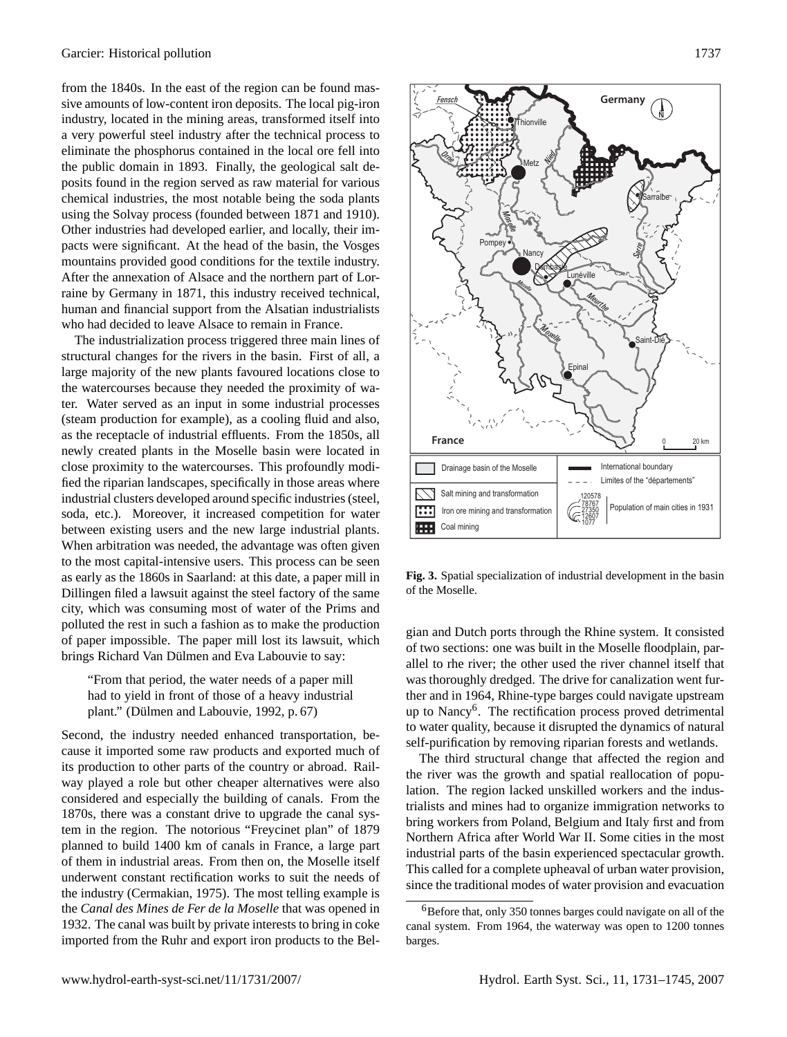from the 1840s. In the east of the region can be found massive amounts of low-content iron deposits. The local pig-iron industry, located in the mining areas, transformed itself into a very powerful steel industry after the technical process to eliminate the phosphorus contained in the local ore fell into the public domain in 1893. Finally, the geological salt deposits found in the region served as raw material for various chemical industries, the most notable being the soda plants using the Solvay process (founded between 1871 and 1910). Other industries had developed earlier, and locally, their impacts were significant. At the head of the basin, the Vosges mountains provided good conditions for the textile industry. After the annexation of Alsace and the northern part of Lorraine by Germany in 1871, this industry received technical, human and financial support from the Alsatian industrialists who had decided to leave Alsace to remain in France.

The industrialization process triggered three main lines of structural changes for the rivers in the basin. First of all, a large majority of the new plants favoured locations close to the watercourses because they needed the proximity of water. Water served as an input in some industrial processes (steam production for example), as a cooling fluid and also, as the receptacle of industrial effluents. From the 1850s, all newly created plants in the Moselle basin were located in close proximity to the watercourses. This profoundly modified the riparian landscapes, specifically in those areas where industrial clusters developed around specific industries (steel, soda, etc.). Moreover, it increased competition for water between existing users and the new large industrial plants. When arbitration was needed, the advantage was often given to the most capital-intensive users. This process can be seen as early as the 1860s in Saarland: at this date, a paper mill in Dillingen filed a lawsuit against the steel factory of the same city, which was consuming most of water of the Prims and polluted the rest in such a fashion as to make the production of paper impossible. The paper mill lost its lawsuit, which brings Richard Van Dülmen and Eva Labouvie to say:

> "From that period, the water needs of a paper mill had to yield in front of those of a heavy industrial plant." (Dülmen and Labouvie, 1992, p. 67)

Second, the industry needed enhanced transportation, because it imported some raw products and exported much of its production to other parts of the country or abroad. Railway played a role but other cheaper alternatives were also considered and especially the building of canals. From the 1870s, there was a constant drive to upgrade the canal system in the region. The notorious "Freycinet plan" of 1879 planned to build 1400 km of canals in France, a large part of them in industrial areas. From then on, the Moselle itself underwent constant rectification works to suit the needs of the industry (Cermakian, 1975). The most telling example is the *Canal des Mines de Fer de la Moselle* that was opened in 1932. The canal was built by private interests to bring in coke imported from the Ruhr and export iron products to the Belgian and Dutch ports through the Rhine system. It consisted of two sections: one was built in the Moselle floodplain, parallel to rhe river; the other used the river channel itself that was thoroughly dredged. The drive for canalization went further and in 1964, Rhine-type barges could navigate upstream up to Nancy[6]. The rectification process proved detrimental to water quality, because it disrupted the dynamics of natural self-purification by removing riparian forests and wetlands.

**Fig. 3.** Spatial specialization of industrial development in the basin of the Moselle.

The third structural change that affected the region and the river was the growth and spatial reallocation of population. The region lacked unskilled workers and the industrialists and mines had to organize immigration networks to bring workers from Poland, Belgium and Italy first and from Northern Africa after World War II. Some cities in the most industrial parts of the basin experienced spectacular growth. This called for a complete upheaval of urban water provision, since the traditional modes of water provision and evacuation

[6] Before that, only 350 tonnes barges could navigate on all of the canal system. From 1964, the waterway was open to 1200 tonnes barges.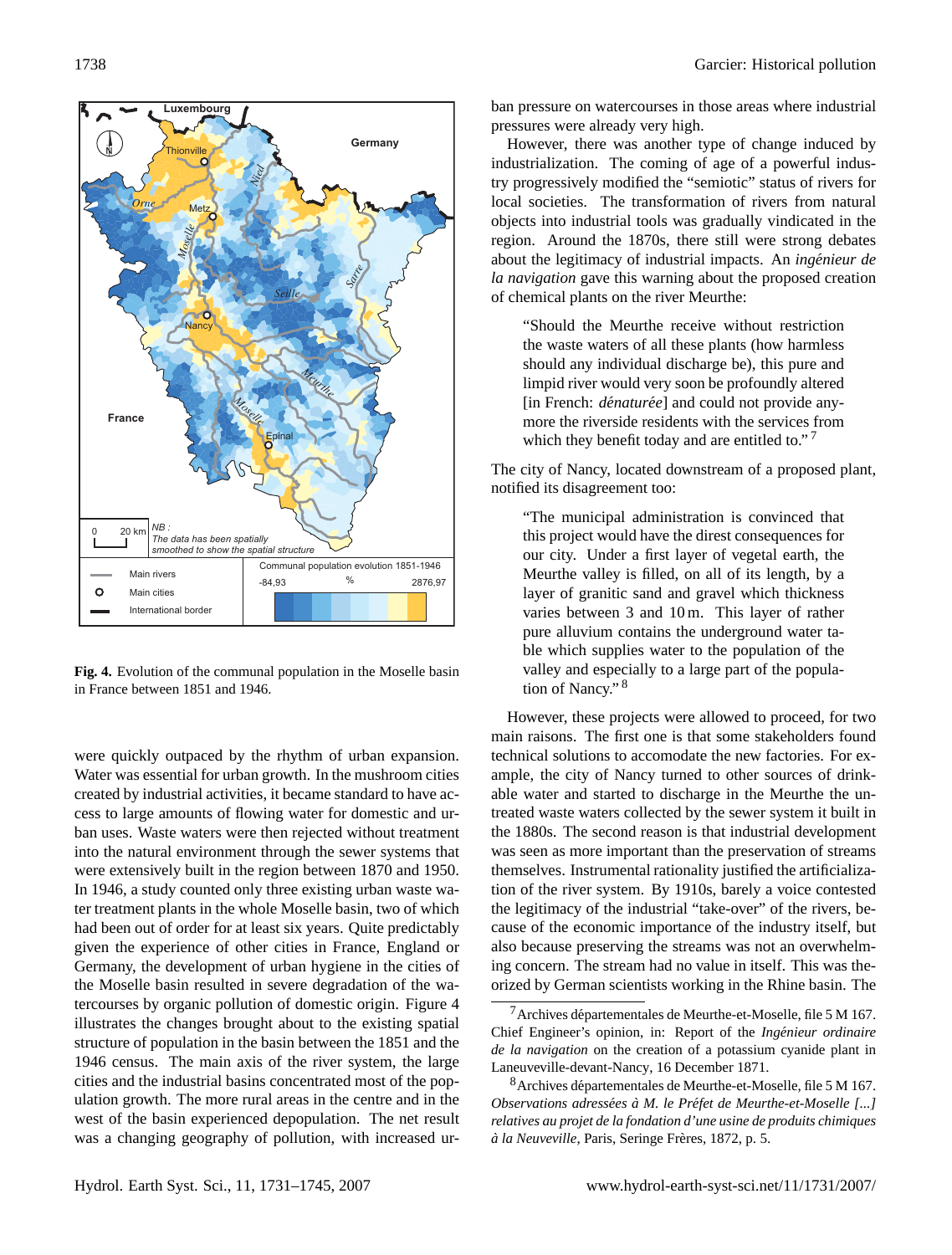**Fig. 4.** Evolution of the communal population in the Moselle basin in France between 1851 and 1946.

were quickly outpaced by the rhythm of urban expansion. Water was essential for urban growth. In the mushroom cities created by industrial activities, it became standard to have access to large amounts of flowing water for domestic and urban uses. Waste waters were then rejected without treatment into the natural environment through the sewer systems that were extensively built in the region between 1870 and 1950. In 1946, a study counted only three existing urban waste water treatment plants in the whole Moselle basin, two of which had been out of order for at least six years. Quite predictably given the experience of other cities in France, England or Germany, the development of urban hygiene in the cities of the Moselle basin resulted in severe degradation of the watercourses by organic pollution of domestic origin. Figure 4 illustrates the changes brought about to the existing spatial structure of population in the basin between the 1851 and the 1946 census. The main axis of the river system, the large cities and the industrial basins concentrated most of the population growth. The more rural areas in the centre and in the west of the basin experienced depopulation. The net result was a changing geography of pollution, with increased urban pressure on watercourses in those areas where industrial pressures were already very high.

However, there was another type of change induced by industrialization. The coming of age of a powerful industry progressively modified the "semiotic" status of rivers for local societies. The transformation of rivers from natural objects into industrial tools was gradually vindicated in the region. Around the 1870s, there still were strong debates about the legitimacy of industrial impacts. An *ingénieur de la navigation* gave this warning about the proposed creation of chemical plants on the river Meurthe:

> "Should the Meurthe receive without restriction the waste waters of all these plants (how harmless should any individual discharge be), this pure and limpid river would very soon be profoundly altered [in French: *dénaturée*] and could not provide anymore the riverside residents with the services from which they benefit today and are entitled to."[7]

The city of Nancy, located downstream of a proposed plant, notified its disagreement too:

> "The municipal administration is convinced that this project would have the direst consequences for our city. Under a first layer of vegetal earth, the Meurthe valley is filled, on all of its length, by a layer of granitic sand and gravel which thickness varies between 3 and 10 m. This layer of rather pure alluvium contains the underground water table which supplies water to the population of the valley and especially to a large part of the population of Nancy."[8]

However, these projects were allowed to proceed, for two main raisons. The first one is that some stakeholders found technical solutions to accomodate the new factories. For example, the city of Nancy turned to other sources of drinkable water and started to discharge in the Meurthe the untreated waste waters collected by the sewer system it built in the 1880s. The second reason is that industrial development was seen as more important than the preservation of streams themselves. Instrumental rationality justified the artificialization of the river system. By 1910s, barely a voice contested the legitimacy of the industrial "take-over" of the rivers, because of the economic importance of the industry itself, but also because preserving the streams was not an overwhelming concern. The stream had no value in itself. This was theorized by German scientists working in the Rhine basin. The

[7] Archives départementales de Meurthe-et-Moselle, file 5 M 167. Chief Engineer's opinion, in: Report of the *Ingénieur ordinaire de la navigation* on the creation of a potassium cyanide plant in Laneuveville-devant-Nancy, 16 December 1871.

[8] Archives départementales de Meurthe-et-Moselle, file 5 M 167. *Observations adressées à M. le Préfet de Meurthe-et-Moselle [...] relatives au projet de la fondation d'une usine de produits chimiques à la Neuveville*, Paris, Seringe Frères, 1872, p. 5.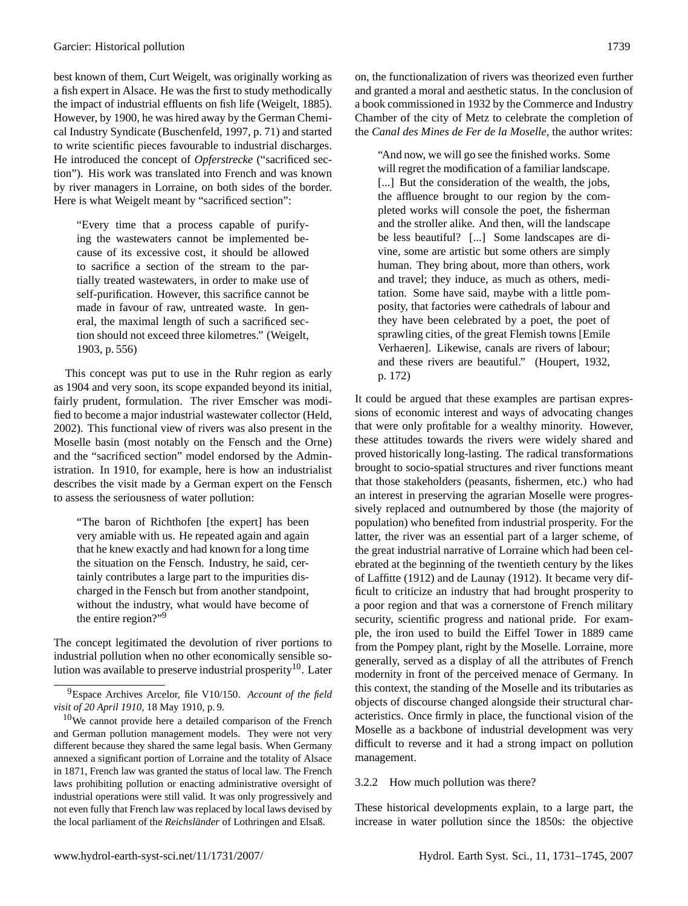best known of them, Curt Weigelt, was originally working as a fish expert in Alsace. He was the first to study methodically the impact of industrial effluents on fish life (Weigelt, 1885). However, by 1900, he was hired away by the German Chemical Industry Syndicate (Buschenfeld, 1997, p. 71) and started to write scientific pieces favourable to industrial discharges. He introduced the concept of *Opferstrecke* ("sacrificed section"). His work was translated into French and was known by river managers in Lorraine, on both sides of the border. Here is what Weigelt meant by "sacrificed section":

> "Every time that a process capable of purifying the wastewaters cannot be implemented because of its excessive cost, it should be allowed to sacrifice a section of the stream to the partially treated wastewaters, in order to make use of self-purification. However, this sacrifice cannot be made in favour of raw, untreated waste. In general, the maximal length of such a sacrificed section should not exceed three kilometres." (Weigelt, 1903, p. 556)

This concept was put to use in the Ruhr region as early as 1904 and very soon, its scope expanded beyond its initial, fairly prudent, formulation. The river Emscher was modified to become a major industrial wastewater collector (Held, 2002). This functional view of rivers was also present in the Moselle basin (most notably on the Fensch and the Orne) and the "sacrificed section" model endorsed by the Administration. In 1910, for example, here is how an industrialist describes the visit made by a German expert on the Fensch to assess the seriousness of water pollution:

> "The baron of Richthofen [the expert] has been very amiable with us. He repeated again and again that he knew exactly and had known for a long time the situation on the Fensch. Industry, he said, certainly contributes a large part to the impurities discharged in the Fensch but from another standpoint, without the industry, what would have become of the entire region?"[9]

The concept legitimated the devolution of river portions to industrial pollution when no other economically sensible solution was available to preserve industrial prosperity[10]. Later on, the functionalization of rivers was theorized even further and granted a moral and aesthetic status. In the conclusion of a book commissioned in 1932 by the Commerce and Industry Chamber of the city of Metz to celebrate the completion of the *Canal des Mines de Fer de la Moselle*, the author writes:

> "And now, we will go see the finished works. Some will regret the modification of a familiar landscape. [...] But the consideration of the wealth, the jobs, the affluence brought to our region by the completed works will console the poet, the fisherman and the stroller alike. And then, will the landscape be less beautiful? [...] Some landscapes are divine, some are artistic but some others are simply human. They bring about, more than others, work and travel; they induce, as much as others, meditation. Some have said, maybe with a little pomposity, that factories were cathedrals of labour and they have been celebrated by a poet, the poet of sprawling cities, of the great Flemish towns [Emile Verhaeren]. Likewise, canals are rivers of labour; and these rivers are beautiful." (Houpert, 1932, p. 172)

It could be argued that these examples are partisan expressions of economic interest and ways of advocating changes that were only profitable for a wealthy minority. However, these attitudes towards the rivers were widely shared and proved historically long-lasting. The radical transformations brought to socio-spatial structures and river functions meant that those stakeholders (peasants, fishermen, etc.) who had an interest in preserving the agrarian Moselle were progressively replaced and outnumbered by those (the majority of population) who benefited from industrial prosperity. For the latter, the river was an essential part of a larger scheme, of the great industrial narrative of Lorraine which had been celebrated at the beginning of the twentieth century by the likes of Laffitte (1912) and de Launay (1912). It became very difficult to criticize an industry that had brought prosperity to a poor region and that was a cornerstone of French military security, scientific progress and national pride. For example, the iron used to build the Eiffel Tower in 1889 came from the Pompey plant, right by the Moselle. Lorraine, more generally, served as a display of all the attributes of French modernity in front of the perceived menace of Germany. In this context, the standing of the Moselle and its tributaries as objects of discourse changed alongside their structural characteristics. Once firmly in place, the functional vision of the Moselle as a backbone of industrial development was very difficult to reverse and it had a strong impact on pollution management.

### 3.2.2 How much pollution was there?

These historical developments explain, to a large part, the increase in water pollution since the 1850s: the objective

---

[9] Espace Archives Arcelor, file V10/150. *Account of the field visit of 20 April 1910*, 18 May 1910, p. 9.

[10] We cannot provide here a detailed comparison of the French and German pollution management models. They were not very different because they shared the same legal basis. When Germany annexed a significant portion of Lorraine and the totality of Alsace in 1871, French law was granted the status of local law. The French laws prohibiting pollution or enacting administrative oversight of industrial operations were still valid. It was only progressively and not even fully that French law was replaced by local laws devised by the local parliament of the *Reichsländer* of Lothringen and Elsaß.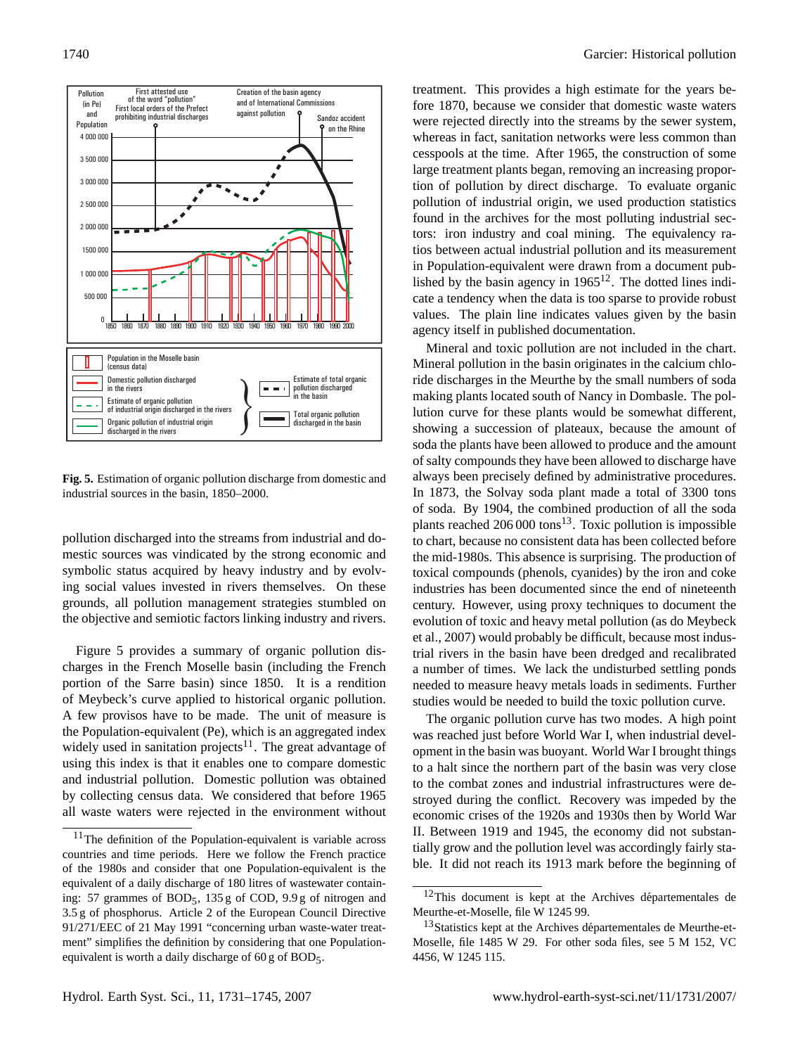**Fig. 5.** Estimation of organic pollution discharge from domestic and industrial sources in the basin, 1850–2000.

pollution discharged into the streams from industrial and domestic sources was vindicated by the strong economic and symbolic status acquired by heavy industry and by evolving social values invested in rivers themselves. On these grounds, all pollution management strategies stumbled on the objective and semiotic factors linking industry and rivers.

Figure 5 provides a summary of organic pollution discharges in the French Moselle basin (including the French portion of the Sarre basin) since 1850. It is a rendition of Meybeck's curve applied to historical organic pollution. A few provisos have to be made. The unit of measure is the Population-equivalent (Pe), which is an aggregated index widely used in sanitation projects[11]. The great advantage of using this index is that it enables one to compare domestic and industrial pollution. Domestic pollution was obtained by collecting census data. We considered that before 1965 all waste waters were rejected in the environment without treatment. This provides a high estimate for the years before 1870, because we consider that domestic waste waters were rejected directly into the streams by the sewer system, whereas in fact, sanitation networks were less common than cesspools at the time. After 1965, the construction of some large treatment plants began, removing an increasing proportion of pollution by direct discharge. To evaluate organic pollution of industrial origin, we used production statistics found in the archives for the most polluting industrial sectors: iron industry and coal mining. The equivalency ratios between actual industrial pollution and its measurement in Population-equivalent were drawn from a document published by the basin agency in 1965[12]. The dotted lines indicate a tendency when the data is too sparse to provide robust values. The plain line indicates values given by the basin agency itself in published documentation.

Mineral and toxic pollution are not included in the chart. Mineral pollution in the basin originates in the calcium chloride discharges in the Meurthe by the small numbers of soda making plants located south of Nancy in Dombasle. The pollution curve for these plants would be somewhat different, showing a succession of plateaux, because the amount of soda the plants have been allowed to produce and the amount of salty compounds they have been allowed to discharge have always been precisely defined by administrative procedures. In 1873, the Solvay soda plant made a total of 3300 tons of soda. By 1904, the combined production of all the soda plants reached 206 000 tons[13]. Toxic pollution is impossible to chart, because no consistent data has been collected before the mid-1980s. This absence is surprising. The production of toxical compounds (phenols, cyanides) by the iron and coke industries has been documented since the end of nineteenth century. However, using proxy techniques to document the evolution of toxic and heavy metal pollution (as do Meybeck et al., 2007) would probably be difficult, because most industrial rivers in the basin have been dredged and recalibrated a number of times. We lack the undisturbed settling ponds needed to measure heavy metals loads in sediments. Further studies would be needed to build the toxic pollution curve.

The organic pollution curve has two modes. A high point was reached just before World War I, when industrial development in the basin was buoyant. World War I brought things to a halt since the northern part of the basin was very close to the combat zones and industrial infrastructures were destroyed during the conflict. Recovery was impeded by the economic crises of the 1920s and 1930s then by World War II. Between 1919 and 1945, the economy did not substantially grow and the pollution level was accordingly fairly stable. It did not reach its 1913 mark before the beginning of

---

[11] The definition of the Population-equivalent is variable across countries and time periods. Here we follow the French practice of the 1980s and consider that one Population-equivalent is the equivalent of a daily discharge of 180 litres of wastewater containing: 57 grammes of $BOD_5$, 135 g of COD, 9.9 g of nitrogen and 3.5 g of phosphorus. Article 2 of the European Council Directive 91/271/EEC of 21 May 1991 "concerning urban waste-water treatment" simplifies the definition by considering that one Population-equivalent is worth a daily discharge of 60 g of $BOD_5$.

[12] This document is kept at the Archives départementales de Meurthe-et-Moselle, file W 1245 99.

[13] Statistics kept at the Archives départementales de Meurthe-et-Moselle, file 1485 W 29. For other soda files, see 5 M 152, VC 4456, W 1245 115.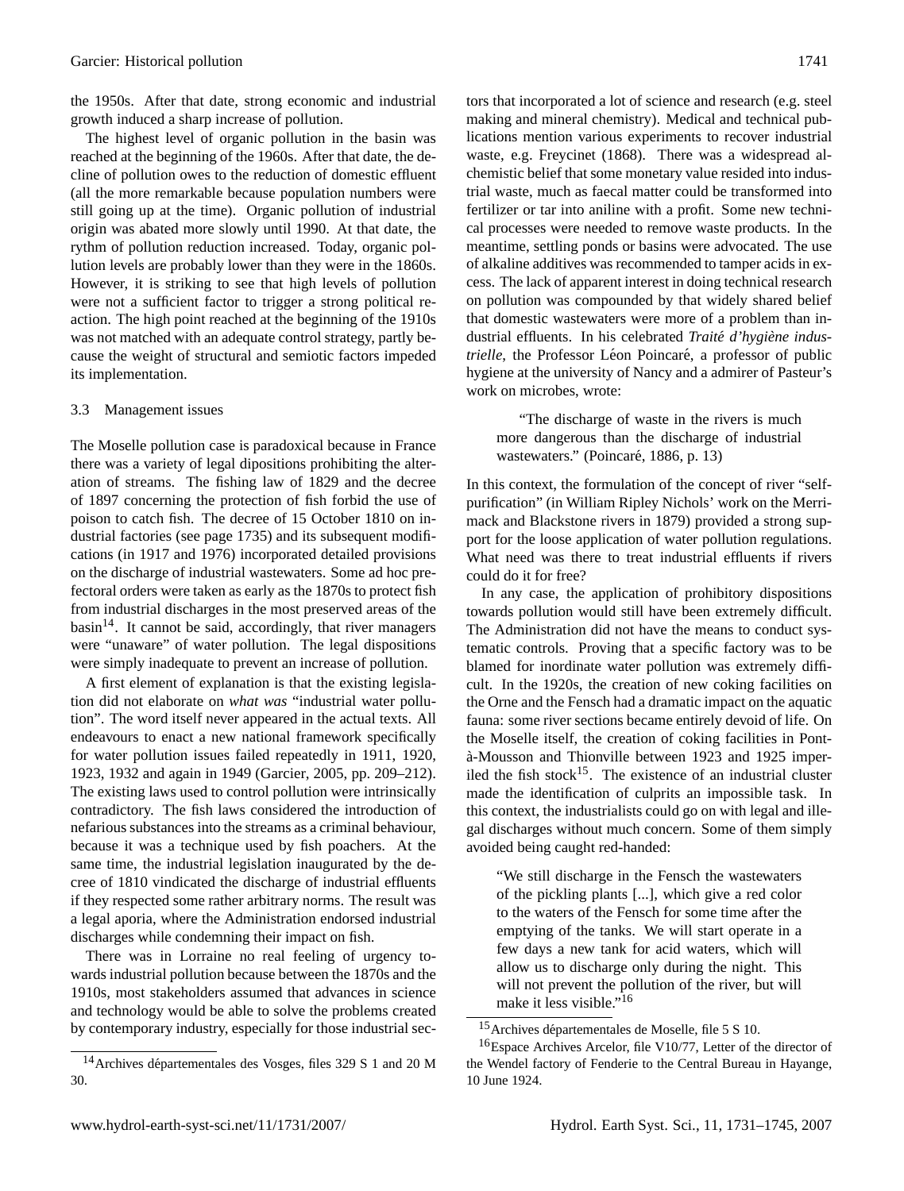the 1950s. After that date, strong economic and industrial growth induced a sharp increase of pollution.

The highest level of organic pollution in the basin was reached at the beginning of the 1960s. After that date, the decline of pollution owes to the reduction of domestic effluent (all the more remarkable because population numbers were still going up at the time). Organic pollution of industrial origin was abated more slowly until 1990. At that date, the rythm of pollution reduction increased. Today, organic pollution levels are probably lower than they were in the 1860s. However, it is striking to see that high levels of pollution were not a sufficient factor to trigger a strong political reaction. The high point reached at the beginning of the 1910s was not matched with an adequate control strategy, partly because the weight of structural and semiotic factors impeded its implementation.

### 3.3 Management issues

The Moselle pollution case is paradoxical because in France there was a variety of legal dipositions prohibiting the alteration of streams. The fishing law of 1829 and the decree of 1897 concerning the protection of fish forbid the use of poison to catch fish. The decree of 15 October 1810 on industrial factories (see page 1735) and its subsequent modifications (in 1917 and 1976) incorporated detailed provisions on the discharge of industrial wastewaters. Some ad hoc prefectoral orders were taken as early as the 1870s to protect fish from industrial discharges in the most preserved areas of the basin[14]. It cannot be said, accordingly, that river managers were "unaware" of water pollution. The legal dispositions were simply inadequate to prevent an increase of pollution.

A first element of explanation is that the existing legislation did not elaborate on *what was* "industrial water pollution". The word itself never appeared in the actual texts. All endeavours to enact a new national framework specifically for water pollution issues failed repeatedly in 1911, 1920, 1923, 1932 and again in 1949 (Garcier, 2005, pp. 209–212). The existing laws used to control pollution were intrinsically contradictory. The fish laws considered the introduction of nefarious substances into the streams as a criminal behaviour, because it was a technique used by fish poachers. At the same time, the industrial legislation inaugurated by the decree of 1810 vindicated the discharge of industrial effluents if they respected some rather arbitrary norms. The result was a legal aporia, where the Administration endorsed industrial discharges while condemning their impact on fish.

There was in Lorraine no real feeling of urgency towards industrial pollution because between the 1870s and the 1910s, most stakeholders assumed that advances in science and technology would be able to solve the problems created by contemporary industry, especially for those industrial sectors that incorporated a lot of science and research (e.g. steel making and mineral chemistry). Medical and technical publications mention various experiments to recover industrial waste, e.g. Freycinet (1868). There was a widespread alchemistic belief that some monetary value resided into industrial waste, much as faecal matter could be transformed into fertilizer or tar into aniline with a profit. Some new technical processes were needed to remove waste products. In the meantime, settling ponds or basins were advocated. The use of alkaline additives was recommended to tamper acids in excess. The lack of apparent interest in doing technical research on pollution was compounded by that widely shared belief that domestic wastewaters were more of a problem than industrial effluents. In his celebrated *Traité d'hygiène industrielle*, the Professor Léon Poincaré, a professor of public hygiene at the university of Nancy and a admirer of Pasteur's work on microbes, wrote:

> "The discharge of waste in the rivers is much more dangerous than the discharge of industrial wastewaters." (Poincaré, 1886, p. 13)

In this context, the formulation of the concept of river "self-purification" (in William Ripley Nichols' work on the Merrimack and Blackstone rivers in 1879) provided a strong support for the loose application of water pollution regulations. What need was there to treat industrial effluents if rivers could do it for free?

In any case, the application of prohibitory dispositions towards pollution would still have been extremely difficult. The Administration did not have the means to conduct systematic controls. Proving that a specific factory was to be blamed for inordinate water pollution was extremely difficult. In the 1920s, the creation of new coking facilities on the Orne and the Fensch had a dramatic impact on the aquatic fauna: some river sections became entirely devoid of life. On the Moselle itself, the creation of coking facilities in Pont-à-Mousson and Thionville between 1923 and 1925 imperiled the fish stock[15]. The existence of an industrial cluster made the identification of culprits an impossible task. In this context, the industrialists could go on with legal and illegal discharges without much concern. Some of them simply avoided being caught red-handed:

> "We still discharge in the Fensch the wastewaters of the pickling plants [...], which give a red color to the waters of the Fensch for some time after the emptying of the tanks. We will start operate in a few days a new tank for acid waters, which will allow us to discharge only during the night. This will not prevent the pollution of the river, but will make it less visible."[16]

---

[14] Archives départementales des Vosges, files 329 S 1 and 20 M 30.

[15] Archives départementales de Moselle, file 5 S 10.

[16] Espace Archives Arcelor, file V10/77, Letter of the director of the Wendel factory of Fenderie to the Central Bureau in Hayange, 10 June 1924.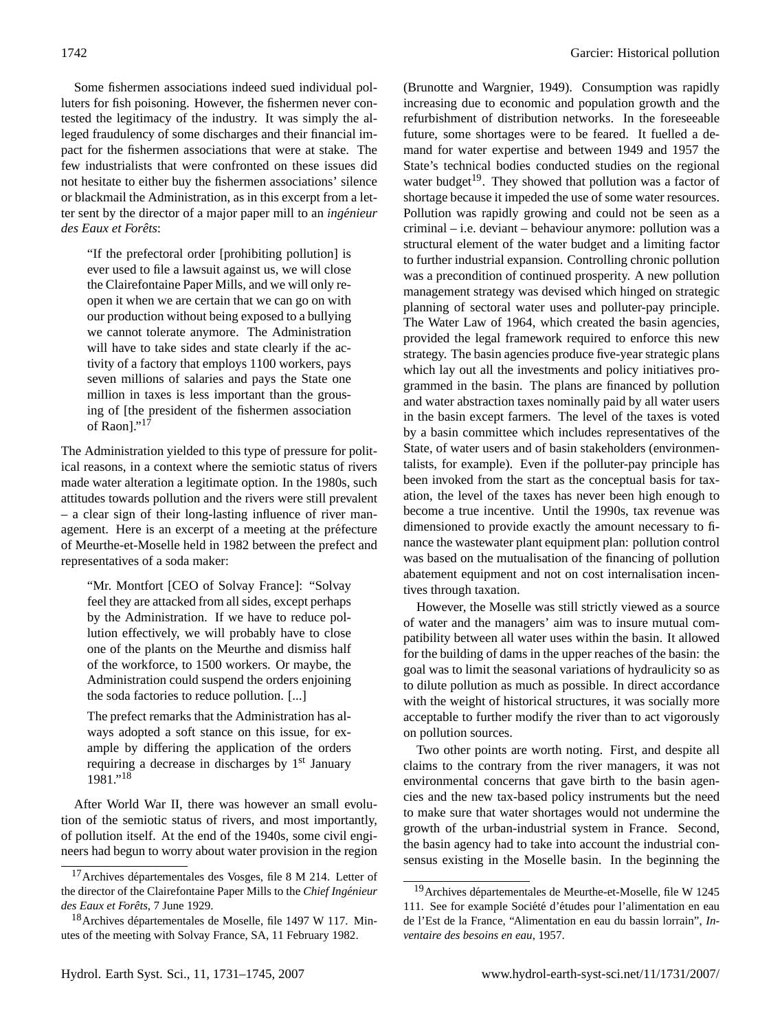Some fishermen associations indeed sued individual polluters for fish poisoning. However, the fishermen never contested the legitimacy of the industry. It was simply the alleged fraudulency of some discharges and their financial impact for the fishermen associations that were at stake. The few industrialists that were confronted on these issues did not hesitate to either buy the fishermen associations' silence or blackmail the Administration, as in this excerpt from a letter sent by the director of a major paper mill to an *ingénieur des Eaux et Forêts*:

> "If the prefectoral order [prohibiting pollution] is ever used to file a lawsuit against us, we will close the Clairefontaine Paper Mills, and we will only reopen it when we are certain that we can go on with our production without being exposed to a bullying we cannot tolerate anymore. The Administration will have to take sides and state clearly if the activity of a factory that employs 1100 workers, pays seven millions of salaries and pays the State one million in taxes is less important than the grousing of [the president of the fishermen association of Raon]."[17]

The Administration yielded to this type of pressure for political reasons, in a context where the semiotic status of rivers made water alteration a legitimate option. In the 1980s, such attitudes towards pollution and the rivers were still prevalent – a clear sign of their long-lasting influence of river management. Here is an excerpt of a meeting at the préfecture of Meurthe-et-Moselle held in 1982 between the prefect and representatives of a soda maker:

> "Mr. Montfort [CEO of Solvay France]: "Solvay feel they are attacked from all sides, except perhaps by the Administration. If we have to reduce pollution effectively, we will probably have to close one of the plants on the Meurthe and dismiss half of the workforce, to 1500 workers. Or maybe, the Administration could suspend the orders enjoining the soda factories to reduce pollution. [...]
>
> The prefect remarks that the Administration has always adopted a soft stance on this issue, for example by differing the application of the orders requiring a decrease in discharges by 1st January 1981."[18]

After World War II, there was however an small evolution of the semiotic status of rivers, and most importantly, of pollution itself. At the end of the 1940s, some civil engineers had begun to worry about water provision in the region (Brunotte and Wargnier, 1949). Consumption was rapidly increasing due to economic and population growth and the refurbishment of distribution networks. In the foreseeable future, some shortages were to be feared. It fuelled a demand for water expertise and between 1949 and 1957 the State's technical bodies conducted studies on the regional water budget[19]. They showed that pollution was a factor of shortage because it impeded the use of some water resources. Pollution was rapidly growing and could not be seen as a criminal – i.e. deviant – behaviour anymore: pollution was a structural element of the water budget and a limiting factor to further industrial expansion. Controlling chronic pollution was a precondition of continued prosperity. A new pollution management strategy was devised which hinged on strategic planning of sectoral water uses and polluter-pay principle. The Water Law of 1964, which created the basin agencies, provided the legal framework required to enforce this new strategy. The basin agencies produce five-year strategic plans which lay out all the investments and policy initiatives programmed in the basin. The plans are financed by pollution and water abstraction taxes nominally paid by all water users in the basin except farmers. The level of the taxes is voted by a basin committee which includes representatives of the State, of water users and of basin stakeholders (environmentalists, for example). Even if the polluter-pay principle has been invoked from the start as the conceptual basis for taxation, the level of the taxes has never been high enough to become a true incentive. Until the 1990s, tax revenue was dimensioned to provide exactly the amount necessary to finance the wastewater plant equipment plan: pollution control was based on the mutualisation of the financing of pollution abatement equipment and not on cost internalisation incentives through taxation.

However, the Moselle was still strictly viewed as a source of water and the managers' aim was to insure mutual compatibility between all water uses within the basin. It allowed for the building of dams in the upper reaches of the basin: the goal was to limit the seasonal variations of hydraulicity so as to dilute pollution as much as possible. In direct accordance with the weight of historical structures, it was socially more acceptable to further modify the river than to act vigorously on pollution sources.

Two other points are worth noting. First, and despite all claims to the contrary from the river managers, it was not environmental concerns that gave birth to the basin agencies and the new tax-based policy instruments but the need to make sure that water shortages would not undermine the growth of the urban-industrial system in France. Second, the basin agency had to take into account the industrial consensus existing in the Moselle basin. In the beginning the

[17] Archives départementales des Vosges, file 8 M 214. Letter of the director of the Clairefontaine Paper Mills to the *Chief Ingénieur des Eaux et Forêts*, 7 June 1929.

[18] Archives départementales de Moselle, file 1497 W 117. Minutes of the meeting with Solvay France, SA, 11 February 1982.

[19] Archives départementales de Meurthe-et-Moselle, file W 1245 111. See for example Société d'études pour l'alimentation en eau de l'Est de la France, "Alimentation en eau du bassin lorrain", *Inventaire des besoins en eau*, 1957.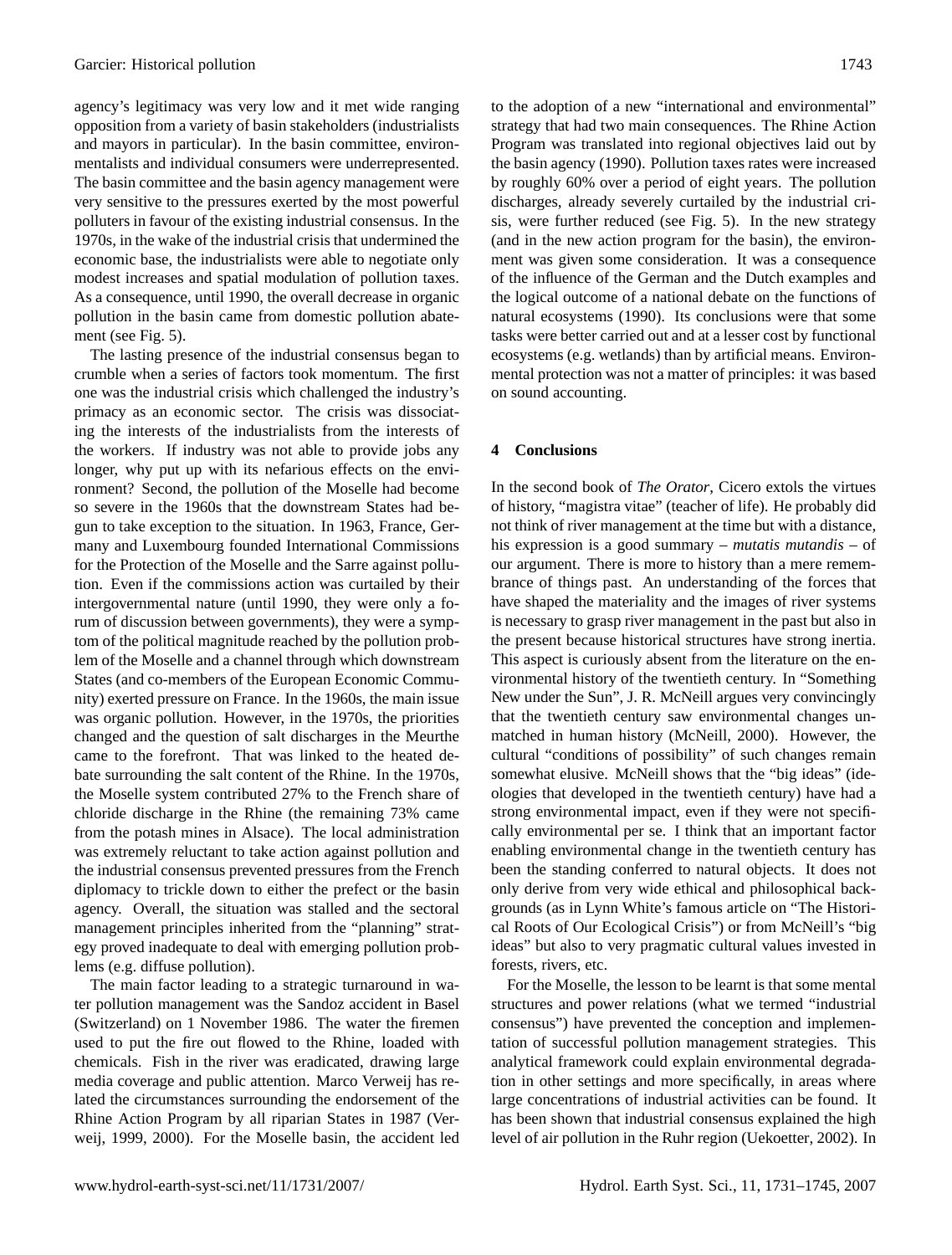agency's legitimacy was very low and it met wide ranging opposition from a variety of basin stakeholders (industrialists and mayors in particular). In the basin committee, environmentalists and individual consumers were underrepresented. The basin committee and the basin agency management were very sensitive to the pressures exerted by the most powerful polluters in favour of the existing industrial consensus. In the 1970s, in the wake of the industrial crisis that undermined the economic base, the industrialists were able to negotiate only modest increases and spatial modulation of pollution taxes. As a consequence, until 1990, the overall decrease in organic pollution in the basin came from domestic pollution abatement (see Fig. 5).

The lasting presence of the industrial consensus began to crumble when a series of factors took momentum. The first one was the industrial crisis which challenged the industry's primacy as an economic sector. The crisis was dissociating the interests of the industrialists from the interests of the workers. If industry was not able to provide jobs any longer, why put up with its nefarious effects on the environment? Second, the pollution of the Moselle had become so severe in the 1960s that the downstream States had begun to take exception to the situation. In 1963, France, Germany and Luxembourg founded International Commissions for the Protection of the Moselle and the Sarre against pollution. Even if the commissions action was curtailed by their intergovernmental nature (until 1990, they were only a forum of discussion between governments), they were a symptom of the political magnitude reached by the pollution problem of the Moselle and a channel through which downstream States (and co-members of the European Economic Community) exerted pressure on France. In the 1960s, the main issue was organic pollution. However, in the 1970s, the priorities changed and the question of salt discharges in the Meurthe came to the forefront. That was linked to the heated debate surrounding the salt content of the Rhine. In the 1970s, the Moselle system contributed 27% to the French share of chloride discharge in the Rhine (the remaining 73% came from the potash mines in Alsace). The local administration was extremely reluctant to take action against pollution and the industrial consensus prevented pressures from the French diplomacy to trickle down to either the prefect or the basin agency. Overall, the situation was stalled and the sectoral management principles inherited from the "planning" strategy proved inadequate to deal with emerging pollution problems (e.g. diffuse pollution).

The main factor leading to a strategic turnaround in water pollution management was the Sandoz accident in Basel (Switzerland) on 1 November 1986. The water the firemen used to put the fire out flowed to the Rhine, loaded with chemicals. Fish in the river was eradicated, drawing large media coverage and public attention. Marco Verweij has related the circumstances surrounding the endorsement of the Rhine Action Program by all riparian States in 1987 (Verweij, 1999, 2000). For the Moselle basin, the accident led to the adoption of a new "international and environmental" strategy that had two main consequences. The Rhine Action Program was translated into regional objectives laid out by the basin agency (1990). Pollution taxes rates were increased by roughly 60% over a period of eight years. The pollution discharges, already severely curtailed by the industrial crisis, were further reduced (see Fig. 5). In the new strategy (and in the new action program for the basin), the environment was given some consideration. It was a consequence of the influence of the German and the Dutch examples and the logical outcome of a national debate on the functions of natural ecosystems (1990). Its conclusions were that some tasks were better carried out and at a lesser cost by functional ecosystems (e.g. wetlands) than by artificial means. Environmental protection was not a matter of principles: it was based on sound accounting.

## 4 Conclusions

In the second book of *The Orator*, Cicero extols the virtues of history, "magistra vitae" (teacher of life). He probably did not think of river management at the time but with a distance, his expression is a good summary – *mutatis mutandis* – of our argument. There is more to history than a mere remembrance of things past. An understanding of the forces that have shaped the materiality and the images of river systems is necessary to grasp river management in the past but also in the present because historical structures have strong inertia. This aspect is curiously absent from the literature on the environmental history of the twentieth century. In "Something New under the Sun", J. R. McNeill argues very convincingly that the twentieth century saw environmental changes unmatched in human history (McNeill, 2000). However, the cultural "conditions of possibility" of such changes remain somewhat elusive. McNeill shows that the "big ideas" (ideologies that developed in the twentieth century) have had a strong environmental impact, even if they were not specifically environmental per se. I think that an important factor enabling environmental change in the twentieth century has been the standing conferred to natural objects. It does not only derive from very wide ethical and philosophical backgrounds (as in Lynn White's famous article on "The Historical Roots of Our Ecological Crisis") or from McNeill's "big ideas" but also to very pragmatic cultural values invested in forests, rivers, etc.

For the Moselle, the lesson to be learnt is that some mental structures and power relations (what we termed "industrial consensus") have prevented the conception and implementation of successful pollution management strategies. This analytical framework could explain environmental degradation in other settings and more specifically, in areas where large concentrations of industrial activities can be found. It has been shown that industrial consensus explained the high level of air pollution in the Ruhr region (Uekoetter, 2002). In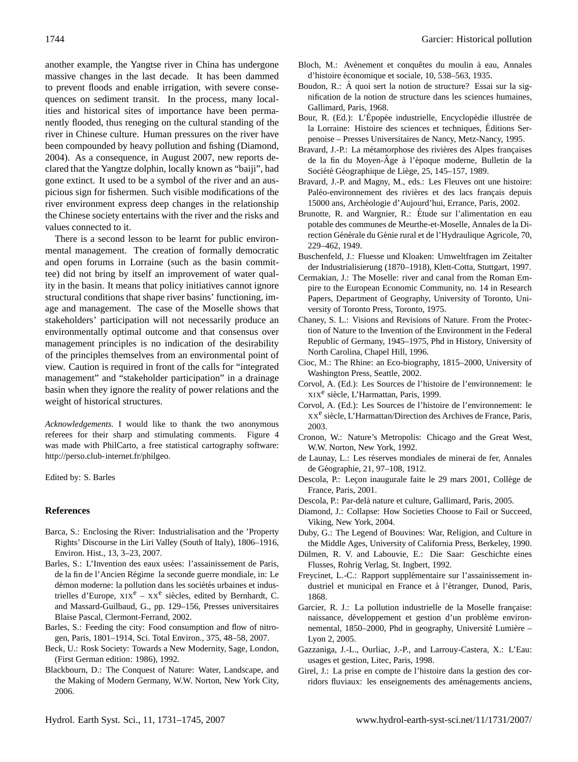another example, the Yangtse river in China has undergone massive changes in the last decade. It has been dammed to prevent floods and enable irrigation, with severe consequences on sediment transit. In the process, many localities and historical sites of importance have been permanently flooded, thus reneging on the cultural standing of the river in Chinese culture. Human pressures on the river have been compounded by heavy pollution and fishing (Diamond, 2004). As a consequence, in August 2007, new reports declared that the Yangtze dolphin, locally known as "baiji", had gone extinct. It used to be a symbol of the river and an auspicious sign for fishermen. Such visible modifications of the river environment express deep changes in the relationship the Chinese society entertains with the river and the risks and values connected to it.

There is a second lesson to be learnt for public environmental management. The creation of formally democratic and open forums in Lorraine (such as the basin committee) did not bring by itself an improvement of water quality in the basin. It means that policy initiatives cannot ignore structural conditions that shape river basins' functioning, image and management. The case of the Moselle shows that stakeholders' participation will not necessarily produce an environmentally optimal outcome and that consensus over management principles is no indication of the desirability of the principles themselves from an environmental point of view. Caution is required in front of the calls for "integrated management" and "stakeholder participation" in a drainage basin when they ignore the reality of power relations and the weight of historical structures.

*Acknowledgements.* I would like to thank the two anonymous referees for their sharp and stimulating comments. Figure 4 was made with PhilCarto, a free statistical cartography software: http://perso.club-internet.fr/philgeo.

Edited by: S. Barles

## References

- Barca, S.: Enclosing the River: Industrialisation and the 'Property Rights' Discourse in the Liri Valley (South of Italy), 1806–1916, Environ. Hist., 13, 3–23, 2007.
- Barles, S.: L'Invention des eaux usées: l'assainissement de Paris, de la fin de l'Ancien Régime la seconde guerre mondiale, in: Le démon moderne: la pollution dans les sociétés urbaines et industrielles d'Europe, XIX$^{e}$ – XX$^{e}$ siècles, edited by Bernhardt, C. and Massard-Guilbaud, G., pp. 129–156, Presses universitaires Blaise Pascal, Clermont-Ferrand, 2002.
- Barles, S.: Feeding the city: Food consumption and flow of nitrogen, Paris, 1801–1914, Sci. Total Environ., 375, 48–58, 2007.
- Beck, U.: Rosk Society: Towards a New Modernity, Sage, London, (First German edition: 1986), 1992.
- Blackbourn, D.: The Conquest of Nature: Water, Landscape, and the Making of Modern Germany, W.W. Norton, New York City, 2006.
- Bloch, M.: Avènement et conquêtes du moulin à eau, Annales d'histoire économique et sociale, 10, 538–563, 1935.
- Boudon, R.: À quoi sert la notion de structure? Essai sur la signification de la notion de structure dans les sciences humaines, Gallimard, Paris, 1968.
- Bour, R. (Ed.): L'Épopée industrielle, Encyclopédie illustrée de la Lorraine: Histoire des sciences et techniques, Éditions Serpenoise – Presses Universitaires de Nancy, Metz-Nancy, 1995.
- Bravard, J.-P.: La métamorphose des rivières des Alpes françaises de la fin du Moyen-Âge à l'époque moderne, Bulletin de la Société Géographique de Liège, 25, 145–157, 1989.
- Bravard, J.-P. and Magny, M., eds.: Les Fleuves ont une histoire: Paléo-environnement des rivières et des lacs français depuis 15000 ans, Archéologie d'Aujourd'hui, Errance, Paris, 2002.
- Brunotte, R. and Wargnier, R.: Étude sur l'alimentation en eau potable des communes de Meurthe-et-Moselle, Annales de la Direction Générale du Génie rural et de l'Hydraulique Agricole, 70, 229–462, 1949.
- Buschenfeld, J.: Fluesse und Kloaken: Umweltfragen im Zeitalter der Industrialisierung (1870–1918), Klett-Cotta, Stuttgart, 1997.
- Cermakian, J.: The Moselle: river and canal from the Roman Empire to the European Economic Community, no. 14 in Research Papers, Department of Geography, University of Toronto, University of Toronto Press, Toronto, 1975.
- Chaney, S. L.: Visions and Revisions of Nature. From the Protection of Nature to the Invention of the Environment in the Federal Republic of Germany, 1945–1975, Phd in History, University of North Carolina, Chapel Hill, 1996.
- Cioc, M.: The Rhine: an Eco-biography, 1815–2000, University of Washington Press, Seattle, 2002.
- Corvol, A. (Ed.): Les Sources de l'histoire de l'environnement: le XIX$^{e}$ siècle, L'Harmattan, Paris, 1999.
- Corvol, A. (Ed.): Les Sources de l'histoire de l'environnement: le XX$^{e}$ siècle, L'Harmattan/Direction des Archives de France, Paris, 2003.
- Cronon, W.: Nature's Metropolis: Chicago and the Great West, W.W. Norton, New York, 1992.
- de Launay, L.: Les réserves mondiales de minerai de fer, Annales de Géographie, 21, 97–108, 1912.
- Descola, P.: Leçon inaugurale faite le 29 mars 2001, Collège de France, Paris, 2001.
- Descola, P.: Par-delà nature et culture, Gallimard, Paris, 2005.
- Diamond, J.: Collapse: How Societies Choose to Fail or Succeed, Viking, New York, 2004.
- Duby, G.: The Legend of Bouvines: War, Religion, and Culture in the Middle Ages, University of California Press, Berkeley, 1990.
- Dülmen, R. V. and Labouvie, E.: Die Saar: Geschichte eines Flusses, Rohrig Verlag, St. Ingbert, 1992.
- Freycinet, L.-C.: Rapport supplémentaire sur l'assainissement industriel et municipal en France et à l'étranger, Dunod, Paris, 1868.
- Garcier, R. J.: La pollution industrielle de la Moselle française: naissance, développement et gestion d'un problème environnemental, 1850–2000, Phd in geography, Université Lumière – Lyon 2, 2005.
- Gazzaniga, J.-L., Ourliac, J.-P., and Larrouy-Castera, X.: L'Eau: usages et gestion, Litec, Paris, 1998.
- Girel, J.: La prise en compte de l'histoire dans la gestion des corridors fluviaux: les enseignements des aménagements anciens,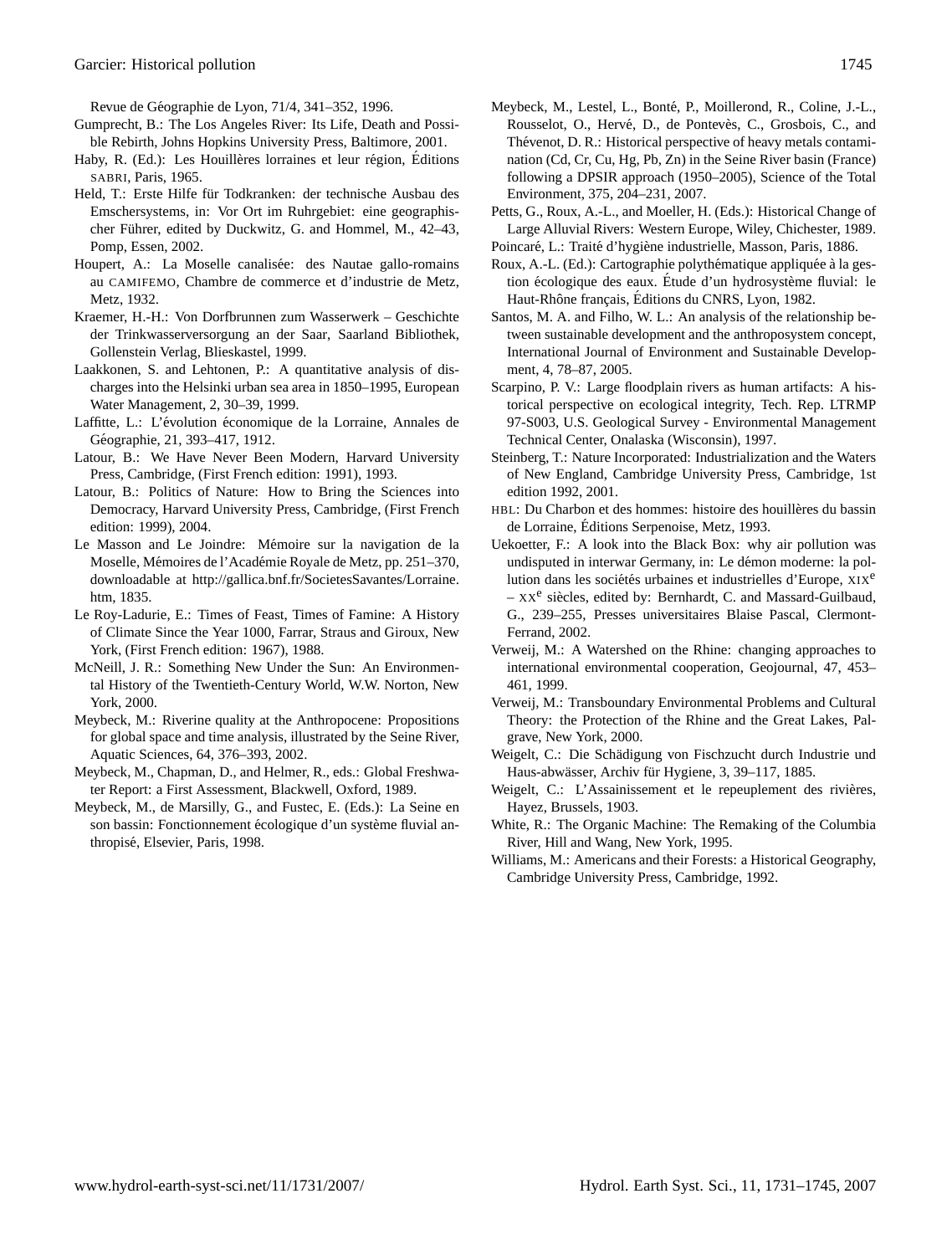Revue de Géographie de Lyon, 71/4, 341–352, 1996.

Gumprecht, B.: The Los Angeles River: Its Life, Death and Possible Rebirth, Johns Hopkins University Press, Baltimore, 2001.

Haby, R. (Ed.): Les Houillères lorraines et leur région, Éditions SABRI, Paris, 1965.

Held, T.: Erste Hilfe für Todkranken: der technische Ausbau des Emschersystems, in: Vor Ort im Ruhrgebiet: eine geographischer Führer, edited by Duckwitz, G. and Hommel, M., 42–43, Pomp, Essen, 2002.

Houpert, A.: La Moselle canalisée: des Nautae gallo-romains au CAMIFEMO, Chambre de commerce et d'industrie de Metz, Metz, 1932.

Kraemer, H.-H.: Von Dorfbrunnen zum Wasserwerk – Geschichte der Trinkwasserversorgung an der Saar, Saarland Bibliothek, Gollenstein Verlag, Blieskastel, 1999.

Laakkonen, S. and Lehtonen, P.: A quantitative analysis of discharges into the Helsinki urban sea area in 1850–1995, European Water Management, 2, 30–39, 1999.

Laffitte, L.: L'évolution économique de la Lorraine, Annales de Géographie, 21, 393–417, 1912.

Latour, B.: We Have Never Been Modern, Harvard University Press, Cambridge, (First French edition: 1991), 1993.

Latour, B.: Politics of Nature: How to Bring the Sciences into Democracy, Harvard University Press, Cambridge, (First French edition: 1999), 2004.

Le Masson and Le Joindre: Mémoire sur la navigation de la Moselle, Mémoires de l'Académie Royale de Metz, pp. 251–370, downloadable at http://gallica.bnf.fr/SocietesSavantes/Lorraine.htm, 1835.

Le Roy-Ladurie, E.: Times of Feast, Times of Famine: A History of Climate Since the Year 1000, Farrar, Straus and Giroux, New York, (First French edition: 1967), 1988.

McNeill, J. R.: Something New Under the Sun: An Environmental History of the Twentieth-Century World, W.W. Norton, New York, 2000.

Meybeck, M.: Riverine quality at the Anthropocene: Propositions for global space and time analysis, illustrated by the Seine River, Aquatic Sciences, 64, 376–393, 2002.

Meybeck, M., Chapman, D., and Helmer, R., eds.: Global Freshwater Report: a First Assessment, Blackwell, Oxford, 1989.

Meybeck, M., de Marsilly, G., and Fustec, E. (Eds.): La Seine en son bassin: Fonctionnement écologique d'un système fluvial anthropisé, Elsevier, Paris, 1998.

Meybeck, M., Lestel, L., Bonté, P., Moillerond, R., Coline, J.-L., Rousselot, O., Hervé, D., de Pontevès, C., Grosbois, C., and Thévenot, D. R.: Historical perspective of heavy metals contamination (Cd, Cr, Cu, Hg, Pb, Zn) in the Seine River basin (France) following a DPSIR approach (1950–2005), Science of the Total Environment, 375, 204–231, 2007.

Petts, G., Roux, A.-L., and Moeller, H. (Eds.): Historical Change of Large Alluvial Rivers: Western Europe, Wiley, Chichester, 1989.

Poincaré, L.: Traité d'hygiène industrielle, Masson, Paris, 1886.

Roux, A.-L. (Ed.): Cartographie polythématique appliquée à la gestion écologique des eaux. Étude d'un hydrosystème fluvial: le Haut-Rhône français, Éditions du CNRS, Lyon, 1982.

Santos, M. A. and Filho, W. L.: An analysis of the relationship between sustainable development and the anthroposystem concept, International Journal of Environment and Sustainable Development, 4, 78–87, 2005.

Scarpino, P. V.: Large floodplain rivers as human artifacts: A historical perspective on ecological integrity, Tech. Rep. LTRMP 97-S003, U.S. Geological Survey - Environmental Management Technical Center, Onalaska (Wisconsin), 1997.

Steinberg, T.: Nature Incorporated: Industrialization and the Waters of New England, Cambridge University Press, Cambridge, 1st edition 1992, 2001.

HBL: Du Charbon et des hommes: histoire des houillères du bassin de Lorraine, Éditions Serpenoise, Metz, 1993.

Uekoetter, F.: A look into the Black Box: why air pollution was undisputed in interwar Germany, in: Le démon moderne: la pollution dans les sociétés urbaines et industrielles d'Europe, XIX[e] – XX[e] siècles, edited by: Bernhardt, C. and Massard-Guilbaud, G., 239–255, Presses universitaires Blaise Pascal, Clermont-Ferrand, 2002.

Verweij, M.: A Watershed on the Rhine: changing approaches to international environmental cooperation, Geojournal, 47, 453–461, 1999.

Verweij, M.: Transboundary Environmental Problems and Cultural Theory: the Protection of the Rhine and the Great Lakes, Palgrave, New York, 2000.

Weigelt, C.: Die Schädigung von Fischzucht durch Industrie und Haus-abwässer, Archiv für Hygiene, 3, 39–117, 1885.

Weigelt, C.: L'Assainissement et le repeuplement des rivières, Hayez, Brussels, 1903.

White, R.: The Organic Machine: The Remaking of the Columbia River, Hill and Wang, New York, 1995.

Williams, M.: Americans and their Forests: a Historical Geography, Cambridge University Press, Cambridge, 1992.